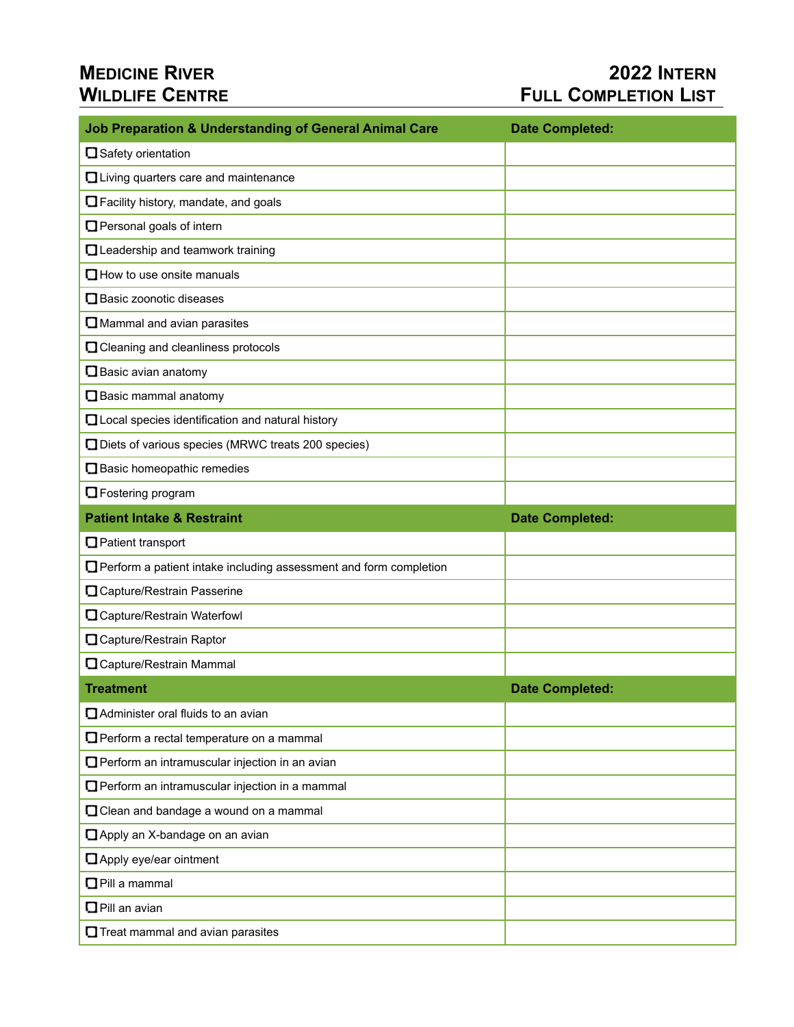# Medicine River Wildlife Centre

# 2022 Intern Full Completion List

| Job Preparation & Understanding of General Animal Care | Date Completed: |
|---|---|
| ❏ Safety orientation | |
| ❏ Living quarters care and maintenance | |
| ❏ Facility history, mandate, and goals | |
| ❏ Personal goals of intern | |
| ❏ Leadership and teamwork training | |
| ❏ How to use onsite manuals | |
| ❏ Basic zoonotic diseases | |
| ❏ Mammal and avian parasites | |
| ❏ Cleaning and cleanliness protocols | |
| ❏ Basic avian anatomy | |
| ❏ Basic mammal anatomy | |
| ❏ Local species identification and natural history | |
| ❏ Diets of various species (MRWC treats 200 species) | |
| ❏ Basic homeopathic remedies | |
| ❏ Fostering program | |
| **Patient Intake & Restraint** | **Date Completed:** |
| ❏ Patient transport | |
| ❏ Perform a patient intake including assessment and form completion | |
| ❏ Capture/Restrain Passerine | |
| ❏ Capture/Restrain Waterfowl | |
| ❏ Capture/Restrain Raptor | |
| ❏ Capture/Restrain Mammal | |
| **Treatment** | **Date Completed:** |
| ❏ Administer oral fluids to an avian | |
| ❏ Perform a rectal temperature on a mammal | |
| ❏ Perform an intramuscular injection in an avian | |
| ❏ Perform an intramuscular injection in a mammal | |
| ❏ Clean and bandage a wound on a mammal | |
| ❏ Apply an X-bandage on an avian | |
| ❏ Apply eye/ear ointment | |
| ❏ Pill a mammal | |
| ❏ Pill an avian | |
| ❏ Treat mammal and avian parasites | |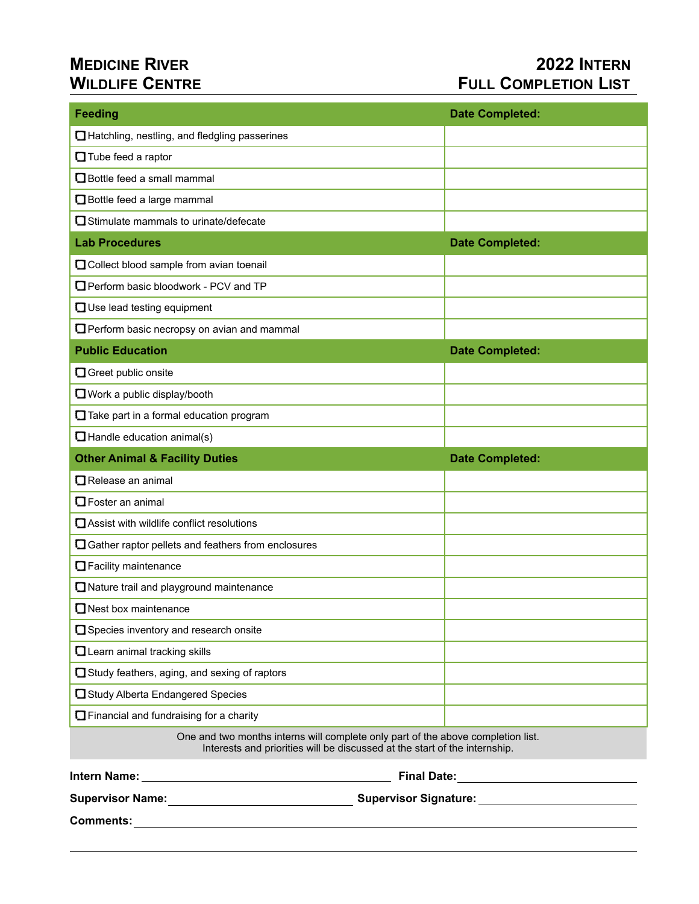# Medicine River Wildlife Centre

# 2022 Intern Full Completion List

| Feeding | Date Completed: |
| --- | --- |
| ❏ Hatchling, nestling, and fledgling passerines | |
| ❏ Tube feed a raptor | |
| ❏ Bottle feed a small mammal | |
| ❏ Bottle feed a large mammal | |
| ❏ Stimulate mammals to urinate/defecate | |
| **Lab Procedures** | **Date Completed:** |
| ❏ Collect blood sample from avian toenail | |
| ❏ Perform basic bloodwork - PCV and TP | |
| ❏ Use lead testing equipment | |
| ❏ Perform basic necropsy on avian and mammal | |
| **Public Education** | **Date Completed:** |
| ❏ Greet public onsite | |
| ❏ Work a public display/booth | |
| ❏ Take part in a formal education program | |
| ❏ Handle education animal(s) | |
| **Other Animal & Facility Duties** | **Date Completed:** |
| ❏ Release an animal | |
| ❏ Foster an animal | |
| ❏ Assist with wildlife conflict resolutions | |
| ❏ Gather raptor pellets and feathers from enclosures | |
| ❏ Facility maintenance | |
| ❏ Nature trail and playground maintenance | |
| ❏ Nest box maintenance | |
| ❏ Species inventory and research onsite | |
| ❏ Learn animal tracking skills | |
| ❏ Study feathers, aging, and sexing of raptors | |
| ❏ Study Alberta Endangered Species | |
| ❏ Financial and fundraising for a charity | |

One and two months interns will complete only part of the above completion list.
Interests and priorities will be discussed at the start of the internship.

**Intern Name:** ______________________ **Final Date:** ______________________

**Supervisor Name:** ______________________ **Supervisor Signature:** ______________________

**Comments:** ______________________